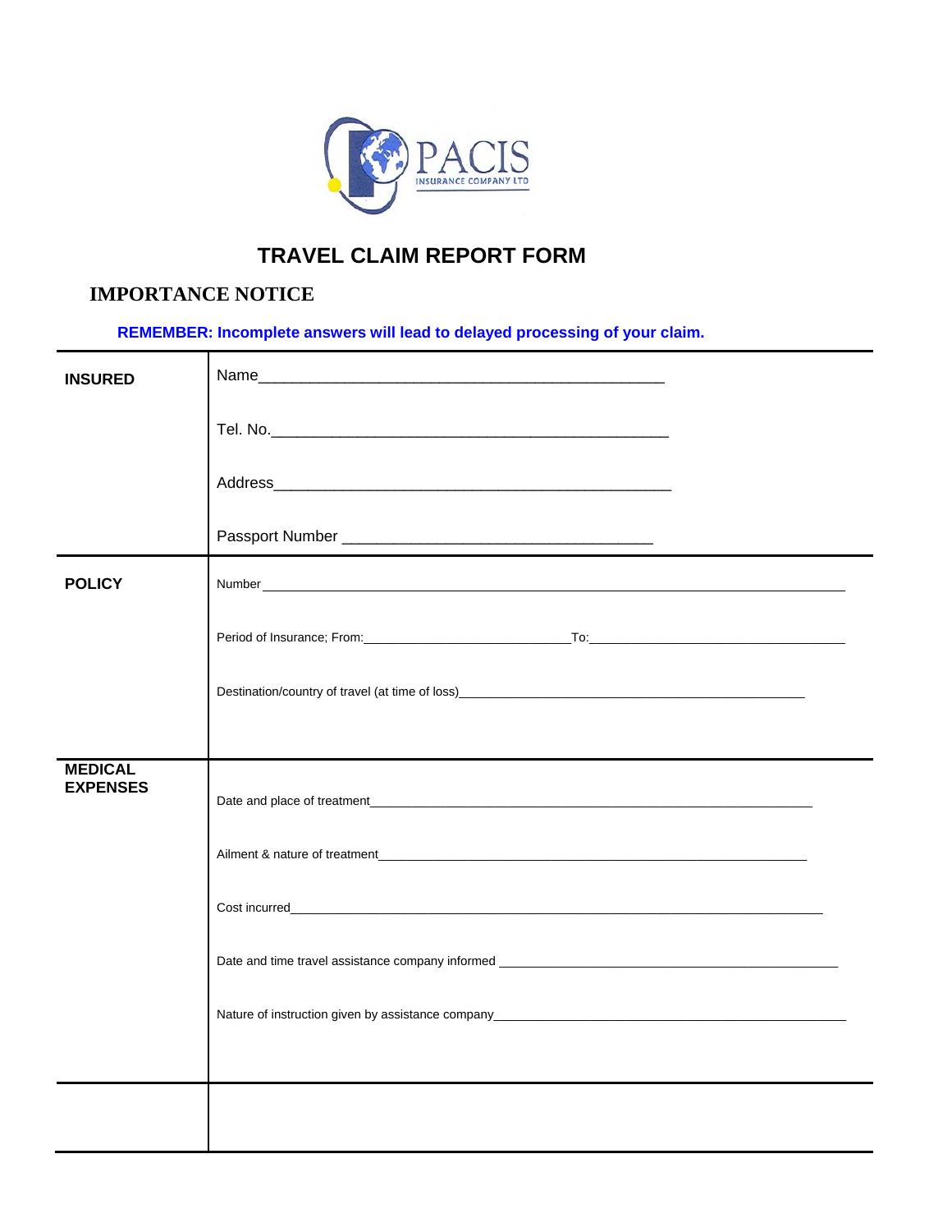PACIS
INSURANCE COMPANY LTD

# TRAVEL CLAIM REPORT FORM

## IMPORTANCE NOTICE

**REMEMBER: Incomplete answers will lead to delayed processing of your claim.**

| | |
|---|---|
| **INSURED** | Name_______________________________________________<br><br>Tel. No.______________________________________________<br><br>Address______________________________________________<br><br>Passport Number ___________________________________ |
| **POLICY** | Number ______________________________________________<br><br>Period of Insurance; From:__________________________To:__________________________<br><br>Destination/country of travel (at time of loss)______________________________________ |
| **MEDICAL EXPENSES** | Date and place of treatment__________________________________________<br><br>Ailment & nature of treatment________________________________________<br><br>Cost incurred______________________________________________________<br><br>Date and time travel assistance company informed ______________________________<br><br>Nature of instruction given by assistance company______________________________ |
| | |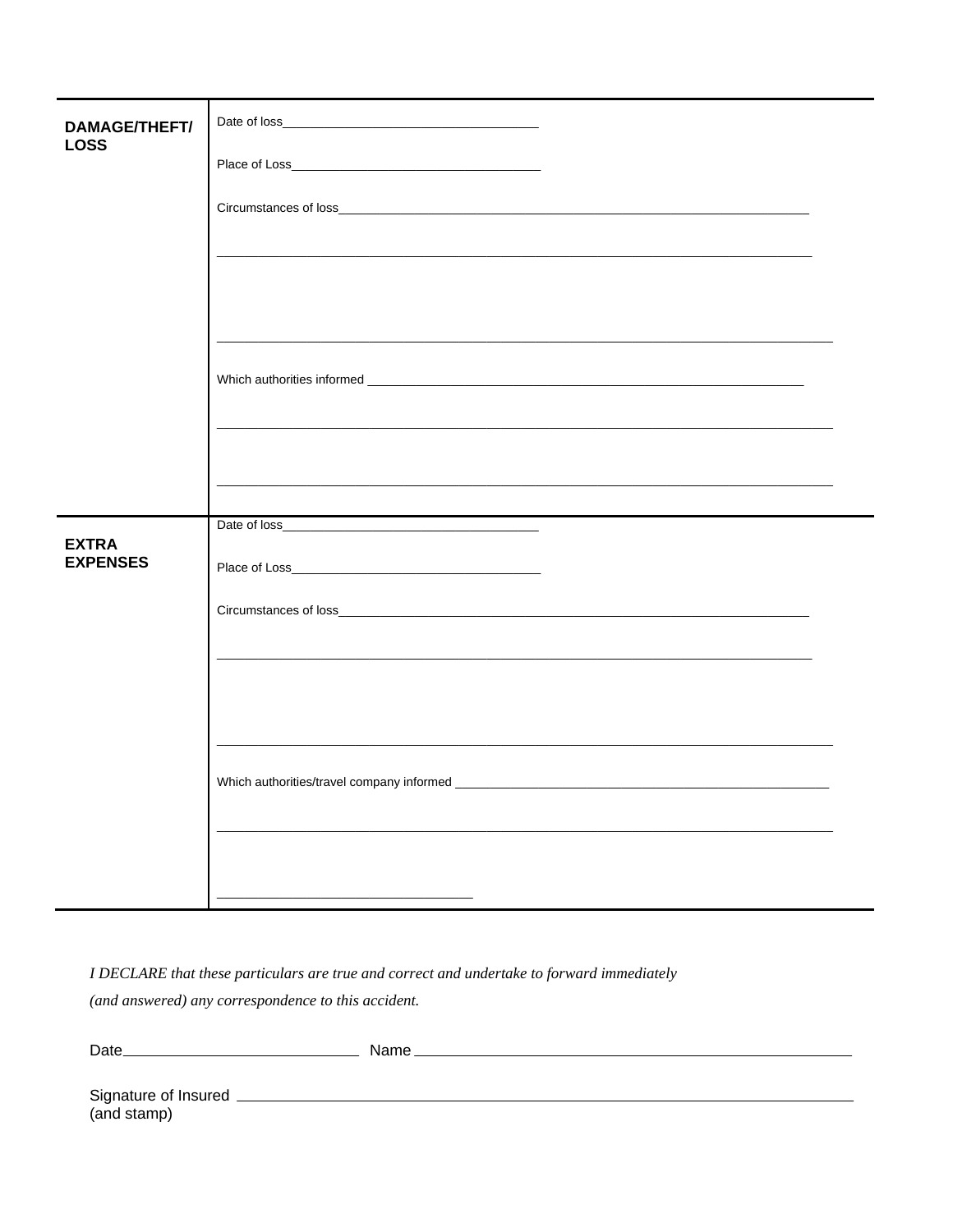| | |
|---|---|
| **DAMAGE/THEFT/ LOSS** | Date of loss_________________________________<br><br>Place of Loss_________________________________<br><br>Circumstances of loss_________________________________________________________________<br><br>_________________________________________________________________________________<br><br><br>_________________________________________________________________________________<br><br>Which authorities informed ____________________________________________________________<br><br>_________________________________________________________________________________<br><br>_________________________________________________________________________________ |
| **EXTRA EXPENSES** | Date of loss_________________________________<br><br>Place of Loss_________________________________<br><br>Circumstances of loss_________________________________________________________________<br><br>_________________________________________________________________________________<br><br><br>_________________________________________________________________________________<br><br>Which authorities/travel company informed ______________________________________________<br><br>_________________________________________________________________________________<br><br>_________________________________ |

*I DECLARE that these particulars are true and correct and undertake to forward immediately (and answered) any correspondence to this accident.*

Date_____________________________ Name _____________________________________________________

Signature of Insured ________________________________________________________________________
(and stamp)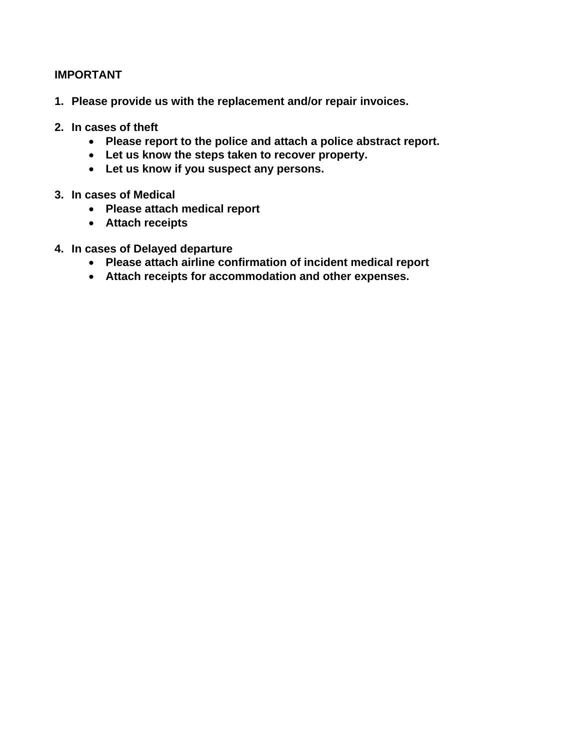**IMPORTANT**

1. **Please provide us with the replacement and/or repair invoices.**

2. **In cases of theft**
   - **Please report to the police and attach a police abstract report.**
   - **Let us know the steps taken to recover property.**
   - **Let us know if you suspect any persons.**

3. **In cases of Medical**
   - **Please attach medical report**
   - **Attach receipts**

4. **In cases of Delayed departure**
   - **Please attach airline confirmation of incident medical report**
   - **Attach receipts for accommodation and other expenses.**